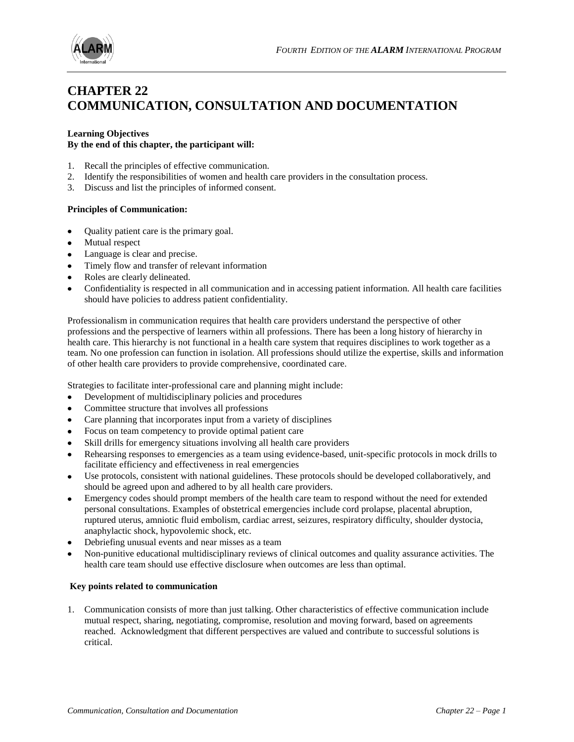# CHAPTER 22
# COMMUNICATION, CONSULTATION AND DOCUMENTATION

**Learning Objectives**
**By the end of this chapter, the participant will:**

1. Recall the principles of effective communication.
2. Identify the responsibilities of women and health care providers in the consultation process.
3. Discuss and list the principles of informed consent.

**Principles of Communication:**

- Quality patient care is the primary goal.
- Mutual respect
- Language is clear and precise.
- Timely flow and transfer of relevant information
- Roles are clearly delineated.
- Confidentiality is respected in all communication and in accessing patient information. All health care facilities should have policies to address patient confidentiality.

Professionalism in communication requires that health care providers understand the perspective of other professions and the perspective of learners within all professions. There has been a long history of hierarchy in health care. This hierarchy is not functional in a health care system that requires disciplines to work together as a team. No one profession can function in isolation. All professions should utilize the expertise, skills and information of other health care providers to provide comprehensive, coordinated care.

Strategies to facilitate inter-professional care and planning might include:

- Development of multidisciplinary policies and procedures
- Committee structure that involves all professions
- Care planning that incorporates input from a variety of disciplines
- Focus on team competency to provide optimal patient care
- Skill drills for emergency situations involving all health care providers
- Rehearsing responses to emergencies as a team using evidence-based, unit-specific protocols in mock drills to facilitate efficiency and effectiveness in real emergencies
- Use protocols, consistent with national guidelines. These protocols should be developed collaboratively, and should be agreed upon and adhered to by all health care providers.
- Emergency codes should prompt members of the health care team to respond without the need for extended personal consultations. Examples of obstetrical emergencies include cord prolapse, placental abruption, ruptured uterus, amniotic fluid embolism, cardiac arrest, seizures, respiratory difficulty, shoulder dystocia, anaphylactic shock, hypovolemic shock, etc.
- Debriefing unusual events and near misses as a team
- Non-punitive educational multidisciplinary reviews of clinical outcomes and quality assurance activities. The health care team should use effective disclosure when outcomes are less than optimal.

**Key points related to communication**

1. Communication consists of more than just talking. Other characteristics of effective communication include mutual respect, sharing, negotiating, compromise, resolution and moving forward, based on agreements reached. Acknowledgment that different perspectives are valued and contribute to successful solutions is critical.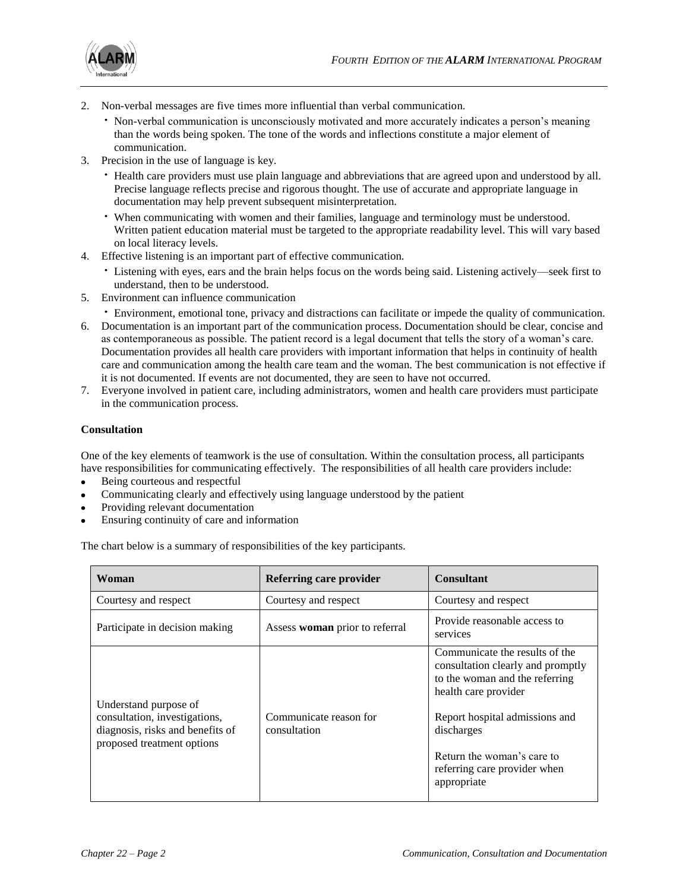2. Non-verbal messages are five times more influential than verbal communication.
   - Non-verbal communication is unconsciously motivated and more accurately indicates a person's meaning than the words being spoken. The tone of the words and inflections constitute a major element of communication.
3. Precision in the use of language is key.
   - Health care providers must use plain language and abbreviations that are agreed upon and understood by all. Precise language reflects precise and rigorous thought. The use of accurate and appropriate language in documentation may help prevent subsequent misinterpretation.
   - When communicating with women and their families, language and terminology must be understood. Written patient education material must be targeted to the appropriate readability level. This will vary based on local literacy levels.
4. Effective listening is an important part of effective communication.
   - Listening with eyes, ears and the brain helps focus on the words being said. Listening actively—seek first to understand, then to be understood.
5. Environment can influence communication
   - Environment, emotional tone, privacy and distractions can facilitate or impede the quality of communication.
6. Documentation is an important part of the communication process. Documentation should be clear, concise and as contemporaneous as possible. The patient record is a legal document that tells the story of a woman's care. Documentation provides all health care providers with important information that helps in continuity of health care and communication among the health care team and the woman. The best communication is not effective if it is not documented. If events are not documented, they are seen to have not occurred.
7. Everyone involved in patient care, including administrators, women and health care providers must participate in the communication process.

**Consultation**

One of the key elements of teamwork is the use of consultation. Within the consultation process, all participants have responsibilities for communicating effectively. The responsibilities of all health care providers include:

- Being courteous and respectful
- Communicating clearly and effectively using language understood by the patient
- Providing relevant documentation
- Ensuring continuity of care and information

The chart below is a summary of responsibilities of the key participants.

| Woman | Referring care provider | Consultant |
|---|---|---|
| Courtesy and respect | Courtesy and respect | Courtesy and respect |
| Participate in decision making | Assess **woman** prior to referral | Provide reasonable access to services |
| Understand purpose of consultation, investigations, diagnosis, risks and benefits of proposed treatment options | Communicate reason for consultation | Communicate the results of the consultation clearly and promptly to the woman and the referring health care provider<br><br>Report hospital admissions and discharges<br><br>Return the woman's care to referring care provider when appropriate |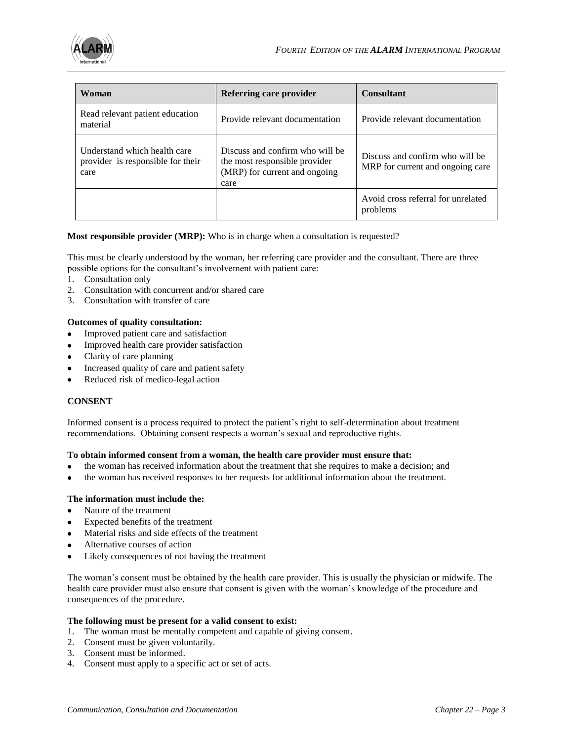| Woman | Referring care provider | Consultant |
|---|---|---|
| Read relevant patient education material | Provide relevant documentation | Provide relevant documentation |
| Understand which health care provider is responsible for their care | Discuss and confirm who will be the most responsible provider (MRP) for current and ongoing care | Discuss and confirm who will be MRP for current and ongoing care |
| | | Avoid cross referral for unrelated problems |

**Most responsible provider (MRP):** Who is in charge when a consultation is requested?

This must be clearly understood by the woman, her referring care provider and the consultant. There are three possible options for the consultant's involvement with patient care:

1. Consultation only
2. Consultation with concurrent and/or shared care
3. Consultation with transfer of care

**Outcomes of quality consultation:**

- Improved patient care and satisfaction
- Improved health care provider satisfaction
- Clarity of care planning
- Increased quality of care and patient safety
- Reduced risk of medico-legal action

**CONSENT**

Informed consent is a process required to protect the patient's right to self-determination about treatment recommendations. Obtaining consent respects a woman's sexual and reproductive rights.

**To obtain informed consent from a woman, the health care provider must ensure that:**

- the woman has received information about the treatment that she requires to make a decision; and
- the woman has received responses to her requests for additional information about the treatment.

**The information must include the:**

- Nature of the treatment
- Expected benefits of the treatment
- Material risks and side effects of the treatment
- Alternative courses of action
- Likely consequences of not having the treatment

The woman's consent must be obtained by the health care provider. This is usually the physician or midwife. The health care provider must also ensure that consent is given with the woman's knowledge of the procedure and consequences of the procedure.

**The following must be present for a valid consent to exist:**

1. The woman must be mentally competent and capable of giving consent.
2. Consent must be given voluntarily.
3. Consent must be informed.
4. Consent must apply to a specific act or set of acts.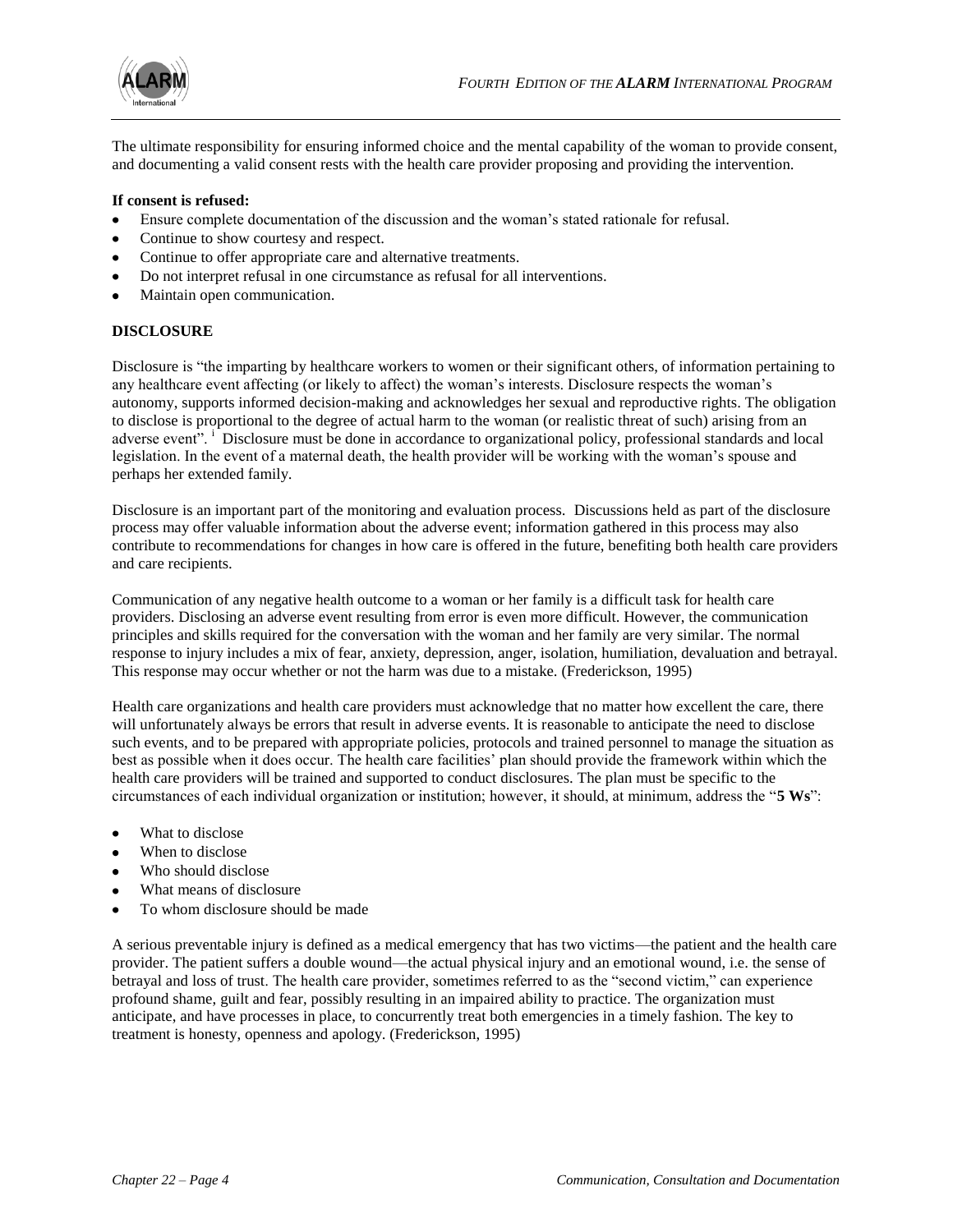The ultimate responsibility for ensuring informed choice and the mental capability of the woman to provide consent, and documenting a valid consent rests with the health care provider proposing and providing the intervention.

**If consent is refused:**

- Ensure complete documentation of the discussion and the woman's stated rationale for refusal.
- Continue to show courtesy and respect.
- Continue to offer appropriate care and alternative treatments.
- Do not interpret refusal in one circumstance as refusal for all interventions.
- Maintain open communication.

## DISCLOSURE

Disclosure is "the imparting by healthcare workers to women or their significant others, of information pertaining to any healthcare event affecting (or likely to affect) the woman's interests. Disclosure respects the woman's autonomy, supports informed decision-making and acknowledges her sexual and reproductive rights. The obligation to disclose is proportional to the degree of actual harm to the woman (or realistic threat of such) arising from an adverse event". [i] Disclosure must be done in accordance to organizational policy, professional standards and local legislation. In the event of a maternal death, the health provider will be working with the woman's spouse and perhaps her extended family.

Disclosure is an important part of the monitoring and evaluation process. Discussions held as part of the disclosure process may offer valuable information about the adverse event; information gathered in this process may also contribute to recommendations for changes in how care is offered in the future, benefiting both health care providers and care recipients.

Communication of any negative health outcome to a woman or her family is a difficult task for health care providers. Disclosing an adverse event resulting from error is even more difficult. However, the communication principles and skills required for the conversation with the woman and her family are very similar. The normal response to injury includes a mix of fear, anxiety, depression, anger, isolation, humiliation, devaluation and betrayal. This response may occur whether or not the harm was due to a mistake. (Frederickson, 1995)

Health care organizations and health care providers must acknowledge that no matter how excellent the care, there will unfortunately always be errors that result in adverse events. It is reasonable to anticipate the need to disclose such events, and to be prepared with appropriate policies, protocols and trained personnel to manage the situation as best as possible when it does occur. The health care facilities' plan should provide the framework within which the health care providers will be trained and supported to conduct disclosures. The plan must be specific to the circumstances of each individual organization or institution; however, it should, at minimum, address the "**5 Ws**":

- What to disclose
- When to disclose
- Who should disclose
- What means of disclosure
- To whom disclosure should be made

A serious preventable injury is defined as a medical emergency that has two victims—the patient and the health care provider. The patient suffers a double wound—the actual physical injury and an emotional wound, i.e. the sense of betrayal and loss of trust. The health care provider, sometimes referred to as the "second victim," can experience profound shame, guilt and fear, possibly resulting in an impaired ability to practice. The organization must anticipate, and have processes in place, to concurrently treat both emergencies in a timely fashion. The key to treatment is honesty, openness and apology. (Frederickson, 1995)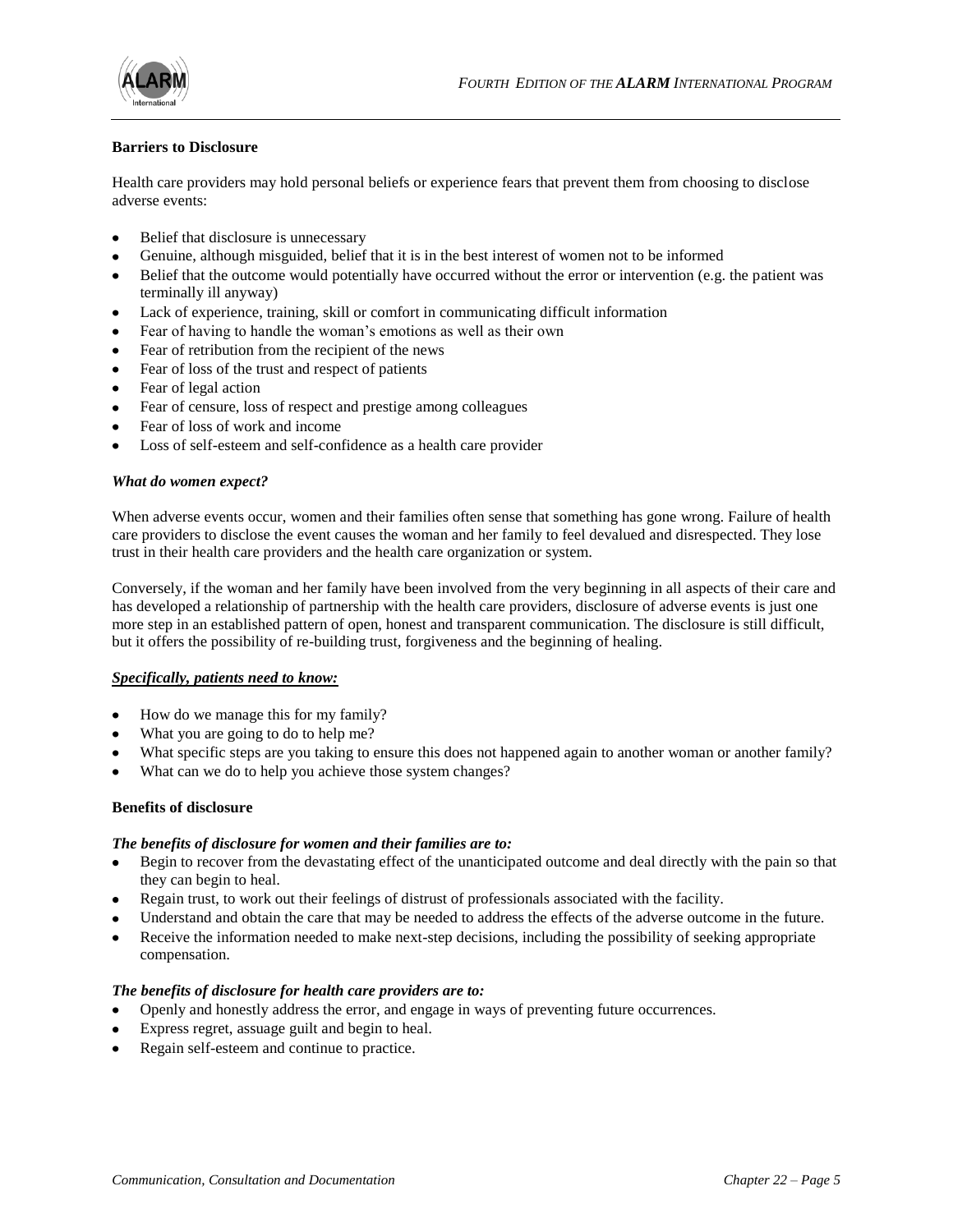**Barriers to Disclosure**

Health care providers may hold personal beliefs or experience fears that prevent them from choosing to disclose adverse events:

- Belief that disclosure is unnecessary
- Genuine, although misguided, belief that it is in the best interest of women not to be informed
- Belief that the outcome would potentially have occurred without the error or intervention (e.g. the patient was terminally ill anyway)
- Lack of experience, training, skill or comfort in communicating difficult information
- Fear of having to handle the woman's emotions as well as their own
- Fear of retribution from the recipient of the news
- Fear of loss of the trust and respect of patients
- Fear of legal action
- Fear of censure, loss of respect and prestige among colleagues
- Fear of loss of work and income
- Loss of self-esteem and self-confidence as a health care provider

***What do women expect?***

When adverse events occur, women and their families often sense that something has gone wrong. Failure of health care providers to disclose the event causes the woman and her family to feel devalued and disrespected. They lose trust in their health care providers and the health care organization or system.

Conversely, if the woman and her family have been involved from the very beginning in all aspects of their care and has developed a relationship of partnership with the health care providers, disclosure of adverse events is just one more step in an established pattern of open, honest and transparent communication. The disclosure is still difficult, but it offers the possibility of re-building trust, forgiveness and the beginning of healing.

***<u>Specifically, patients need to know:</u>***

- How do we manage this for my family?
- What you are going to do to help me?
- What specific steps are you taking to ensure this does not happened again to another woman or another family?
- What can we do to help you achieve those system changes?

**Benefits of disclosure**

***The benefits of disclosure for women and their families are to:***

- Begin to recover from the devastating effect of the unanticipated outcome and deal directly with the pain so that they can begin to heal.
- Regain trust, to work out their feelings of distrust of professionals associated with the facility.
- Understand and obtain the care that may be needed to address the effects of the adverse outcome in the future.
- Receive the information needed to make next-step decisions, including the possibility of seeking appropriate compensation.

***The benefits of disclosure for health care providers are to:***

- Openly and honestly address the error, and engage in ways of preventing future occurrences.
- Express regret, assuage guilt and begin to heal.
- Regain self-esteem and continue to practice.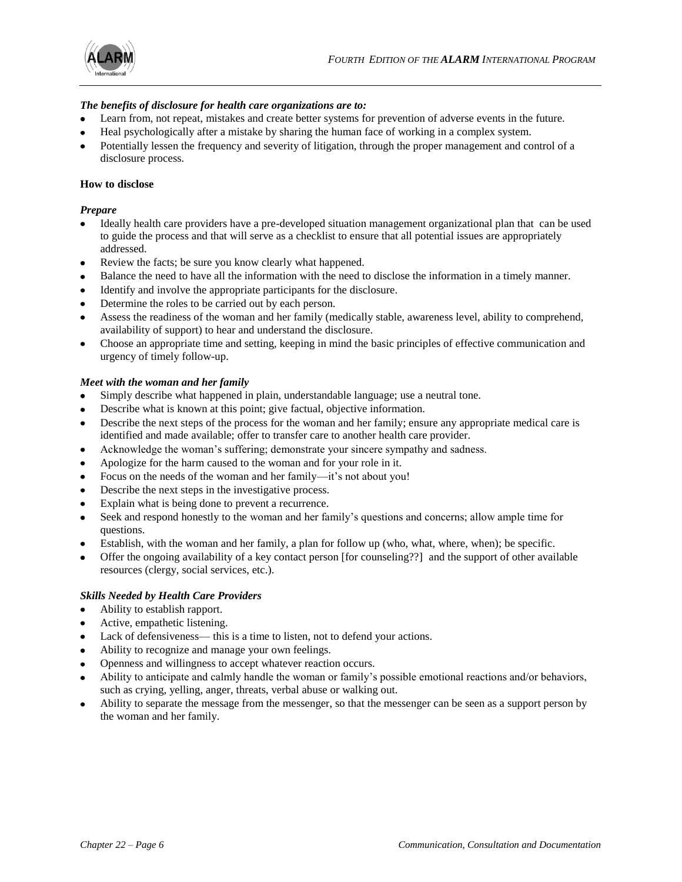***The benefits of disclosure for health care organizations are to:***

- Learn from, not repeat, mistakes and create better systems for prevention of adverse events in the future.
- Heal psychologically after a mistake by sharing the human face of working in a complex system.
- Potentially lessen the frequency and severity of litigation, through the proper management and control of a disclosure process.

**How to disclose**

***Prepare***

- Ideally health care providers have a pre-developed situation management organizational plan that can be used to guide the process and that will serve as a checklist to ensure that all potential issues are appropriately addressed.
- Review the facts; be sure you know clearly what happened.
- Balance the need to have all the information with the need to disclose the information in a timely manner.
- Identify and involve the appropriate participants for the disclosure.
- Determine the roles to be carried out by each person.
- Assess the readiness of the woman and her family (medically stable, awareness level, ability to comprehend, availability of support) to hear and understand the disclosure.
- Choose an appropriate time and setting, keeping in mind the basic principles of effective communication and urgency of timely follow-up.

***Meet with the woman and her family***

- Simply describe what happened in plain, understandable language; use a neutral tone.
- Describe what is known at this point; give factual, objective information.
- Describe the next steps of the process for the woman and her family; ensure any appropriate medical care is identified and made available; offer to transfer care to another health care provider.
- Acknowledge the woman's suffering; demonstrate your sincere sympathy and sadness.
- Apologize for the harm caused to the woman and for your role in it.
- Focus on the needs of the woman and her family—it's not about you!
- Describe the next steps in the investigative process.
- Explain what is being done to prevent a recurrence.
- Seek and respond honestly to the woman and her family's questions and concerns; allow ample time for questions.
- Establish, with the woman and her family, a plan for follow up (who, what, where, when); be specific.
- Offer the ongoing availability of a key contact person [for counseling??] and the support of other available resources (clergy, social services, etc.).

***Skills Needed by Health Care Providers***

- Ability to establish rapport.
- Active, empathetic listening.
- Lack of defensiveness— this is a time to listen, not to defend your actions.
- Ability to recognize and manage your own feelings.
- Openness and willingness to accept whatever reaction occurs.
- Ability to anticipate and calmly handle the woman or family's possible emotional reactions and/or behaviors, such as crying, yelling, anger, threats, verbal abuse or walking out.
- Ability to separate the message from the messenger, so that the messenger can be seen as a support person by the woman and her family.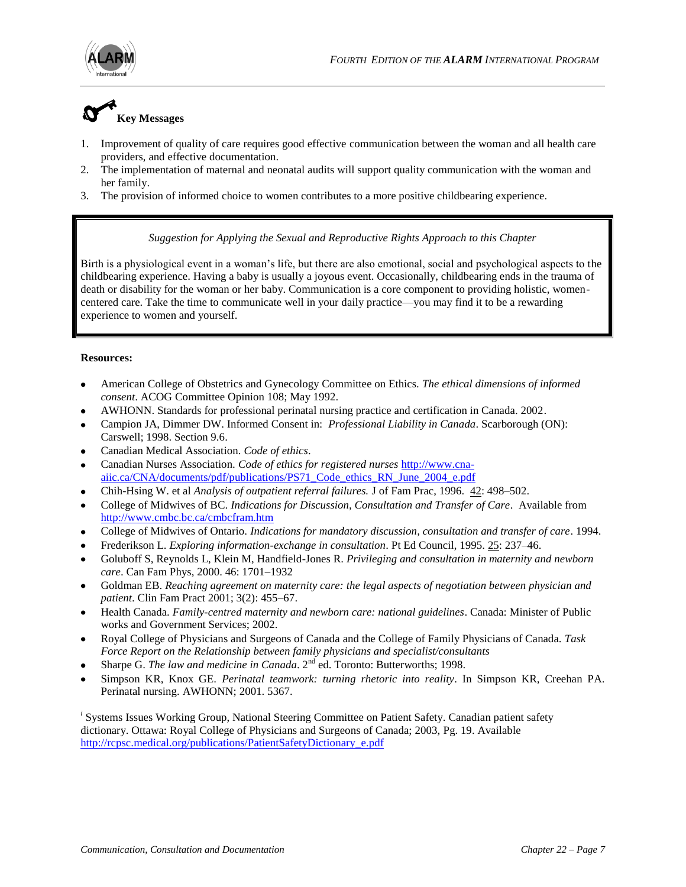## Key Messages

1. Improvement of quality of care requires good effective communication between the woman and all health care providers, and effective documentation.
2. The implementation of maternal and neonatal audits will support quality communication with the woman and her family.
3. The provision of informed choice to women contributes to a more positive childbearing experience.

*Suggestion for Applying the Sexual and Reproductive Rights Approach to this Chapter*

Birth is a physiological event in a woman's life, but there are also emotional, social and psychological aspects to the childbearing experience. Having a baby is usually a joyous event. Occasionally, childbearing ends in the trauma of death or disability for the woman or her baby. Communication is a core component to providing holistic, women-centered care. Take the time to communicate well in your daily practice—you may find it to be a rewarding experience to women and yourself.

**Resources:**

- American College of Obstetrics and Gynecology Committee on Ethics. *The ethical dimensions of informed consent*. ACOG Committee Opinion 108; May 1992.
- AWHONN. Standards for professional perinatal nursing practice and certification in Canada. 2002.
- Campion JA, Dimmer DW. Informed Consent in: *Professional Liability in Canada*. Scarborough (ON): Carswell; 1998. Section 9.6.
- Canadian Medical Association. *Code of ethics*.
- Canadian Nurses Association. *Code of ethics for registered nurses* http://www.cna-aiic.ca/CNA/documents/pdf/publications/PS71_Code_ethics_RN_June_2004_e.pdf
- Chih-Hsing W. et al *Analysis of outpatient referral failures.* J of Fam Prac, 1996. 42: 498–502.
- College of Midwives of BC. *Indications for Discussion, Consultation and Transfer of Care*. Available from http://www.cmbc.bc.ca/cmbcfram.htm
- College of Midwives of Ontario. *Indications for mandatory discussion, consultation and transfer of care*. 1994.
- Frederikson L. *Exploring information-exchange in consultation*. Pt Ed Council, 1995. 25: 237–46.
- Goluboff S, Reynolds L, Klein M, Handfield-Jones R. *Privileging and consultation in maternity and newborn care*. Can Fam Phys, 2000. 46: 1701–1932
- Goldman EB. *Reaching agreement on maternity care: the legal aspects of negotiation between physician and patient*. Clin Fam Pract 2001; 3(2): 455–67.
- Health Canada. *Family-centred maternity and newborn care: national guidelines*. Canada: Minister of Public works and Government Services; 2002.
- Royal College of Physicians and Surgeons of Canada and the College of Family Physicians of Canada. *Task Force Report on the Relationship between family physicians and specialist/consultants*
- Sharpe G. *The law and medicine in Canada*. 2nd ed. Toronto: Butterworths; 1998.
- Simpson KR, Knox GE. *Perinatal teamwork: turning rhetoric into reality*. In Simpson KR, Creehan PA. Perinatal nursing. AWHONN; 2001. 5367.

[i] Systems Issues Working Group, National Steering Committee on Patient Safety. Canadian patient safety dictionary. Ottawa: Royal College of Physicians and Surgeons of Canada; 2003, Pg. 19. Available http://rcpsc.medical.org/publications/PatientSafetyDictionary_e.pdf